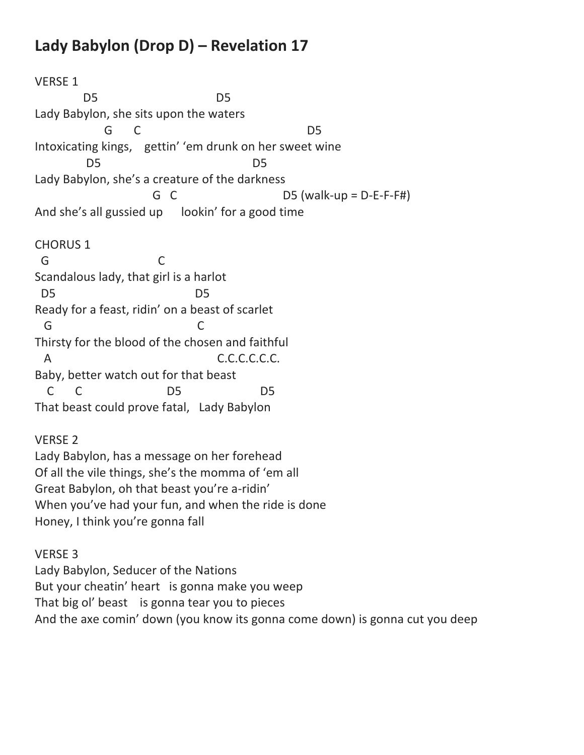# Lady Babylon (Drop D) – Revelation 17

```
VERSE 1
            D5                              D5
Lady Babylon, she sits upon the waters
                  G      C                                          D5
Intoxicating kings,    gettin' 'em drunk on her sweet wine
             D5                                     D5
Lady Babylon, she's a creature of the darkness
                              G   C                           D5 (walk-up = D-E-F-F#)
And she's all gussied up      lookin' for a good time

CHORUS 1
  G                              C
Scandalous lady, that girl is a harlot
  D5                                  D5
Ready for a feast, ridin' on a beast of scarlet
   G                                     C
Thirsty for the blood of the chosen and faithful
   A                                          C.C.C.C.C.C.
Baby, better watch out for that beast
   C      C                      D5                    D5
That beast could prove fatal,   Lady Babylon

VERSE 2
Lady Babylon, has a message on her forehead
Of all the vile things, she's the momma of 'em all
Great Babylon, oh that beast you're a-ridin'
When you've had your fun, and when the ride is done
Honey, I think you're gonna fall

VERSE 3
Lady Babylon, Seducer of the Nations
But your cheatin' heart   is gonna make you weep
That big ol' beast    is gonna tear you to pieces
And the axe comin' down (you know its gonna come down) is gonna cut you deep
```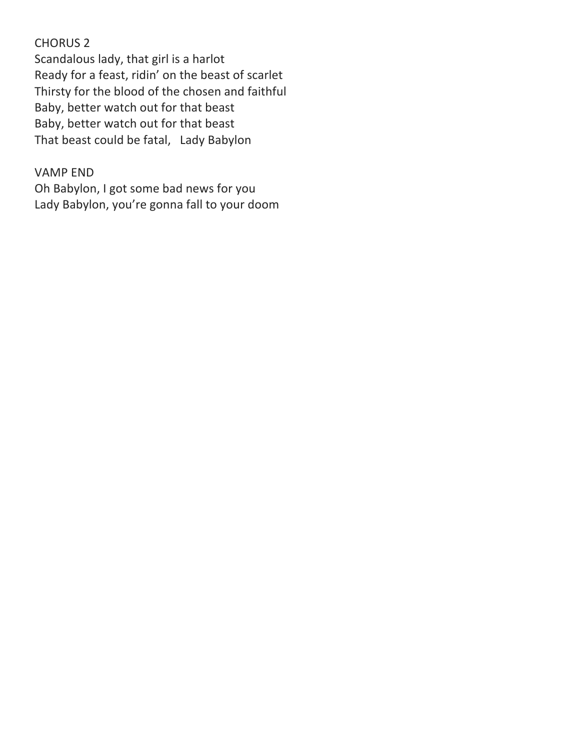CHORUS 2

Scandalous lady, that girl is a harlot
Ready for a feast, ridin' on the beast of scarlet
Thirsty for the blood of the chosen and faithful
Baby, better watch out for that beast
Baby, better watch out for that beast
That beast could be fatal,   Lady Babylon

VAMP END

Oh Babylon, I got some bad news for you
Lady Babylon, you're gonna fall to your doom